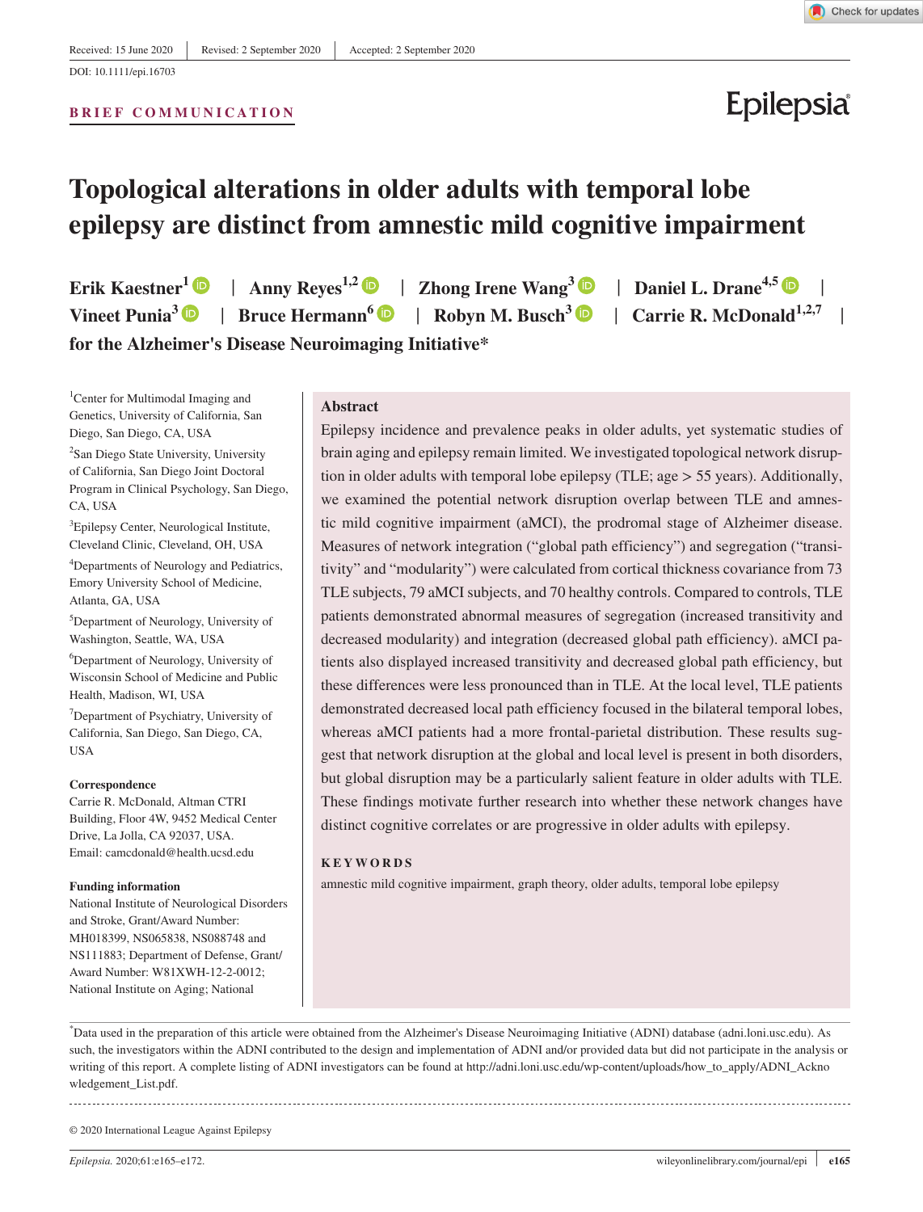Received: 15 June 2020 | Revised: 2 September 2020 | Accepted: 2 September 2020

DOI: 10.1111/epi.16703

**BRIEF COMMUNICATION**

# Topological alterations in older adults with temporal lobe epilepsy are distinct from amnestic mild cognitive impairment

Erik Kaestner[1] | Anny Reyes[1,2] | Zhong Irene Wang[3] | Daniel L. Drane[4,5] | Vineet Punia[3] | Bruce Hermann[6] | Robyn M. Busch[3] | Carrie R. McDonald[1,2,7] | for the Alzheimer's Disease Neuroimaging Initiative*

[1]Center for Multimodal Imaging and Genetics, University of California, San Diego, San Diego, CA, USA

[2]San Diego State University, University of California, San Diego Joint Doctoral Program in Clinical Psychology, San Diego, CA, USA

[3]Epilepsy Center, Neurological Institute, Cleveland Clinic, Cleveland, OH, USA

[4]Departments of Neurology and Pediatrics, Emory University School of Medicine, Atlanta, GA, USA

[5]Department of Neurology, University of Washington, Seattle, WA, USA

[6]Department of Neurology, University of Wisconsin School of Medicine and Public Health, Madison, WI, USA

[7]Department of Psychiatry, University of California, San Diego, San Diego, CA, USA

**Correspondence**
Carrie R. McDonald, Altman CTRI Building, Floor 4W, 9452 Medical Center Drive, La Jolla, CA 92037, USA.
Email: camcdonald@health.ucsd.edu

**Funding information**
National Institute of Neurological Disorders and Stroke, Grant/Award Number: MH018399, NS065838, NS088748 and NS111883; Department of Defense, Grant/Award Number: W81XWH-12-2-0012; National Institute on Aging; National

## Abstract

Epilepsy incidence and prevalence peaks in older adults, yet systematic studies of brain aging and epilepsy remain limited. We investigated topological network disruption in older adults with temporal lobe epilepsy (TLE; age > 55 years). Additionally, we examined the potential network disruption overlap between TLE and amnestic mild cognitive impairment (aMCI), the prodromal stage of Alzheimer disease. Measures of network integration ("global path efficiency") and segregation ("transitivity" and "modularity") were calculated from cortical thickness covariance from 73 TLE subjects, 79 aMCI subjects, and 70 healthy controls. Compared to controls, TLE patients demonstrated abnormal measures of segregation (increased transitivity and decreased modularity) and integration (decreased global path efficiency). aMCI patients also displayed increased transitivity and decreased global path efficiency, but these differences were less pronounced than in TLE. At the local level, TLE patients demonstrated decreased local path efficiency focused in the bilateral temporal lobes, whereas aMCI patients had a more frontal-parietal distribution. These results suggest that network disruption at the global and local level is present in both disorders, but global disruption may be a particularly salient feature in older adults with TLE. These findings motivate further research into whether these network changes have distinct cognitive correlates or are progressive in older adults with epilepsy.

**KEYWORDS**

amnestic mild cognitive impairment, graph theory, older adults, temporal lobe epilepsy

*Data used in the preparation of this article were obtained from the Alzheimer's Disease Neuroimaging Initiative (ADNI) database (adni.loni.usc.edu). As such, the investigators within the ADNI contributed to the design and implementation of ADNI and/or provided data but did not participate in the analysis or writing of this report. A complete listing of ADNI investigators can be found at http://adni.loni.usc.edu/wp-content/uploads/how_to_apply/ADNI_Acknowledgement_List.pdf.

© 2020 International League Against Epilepsy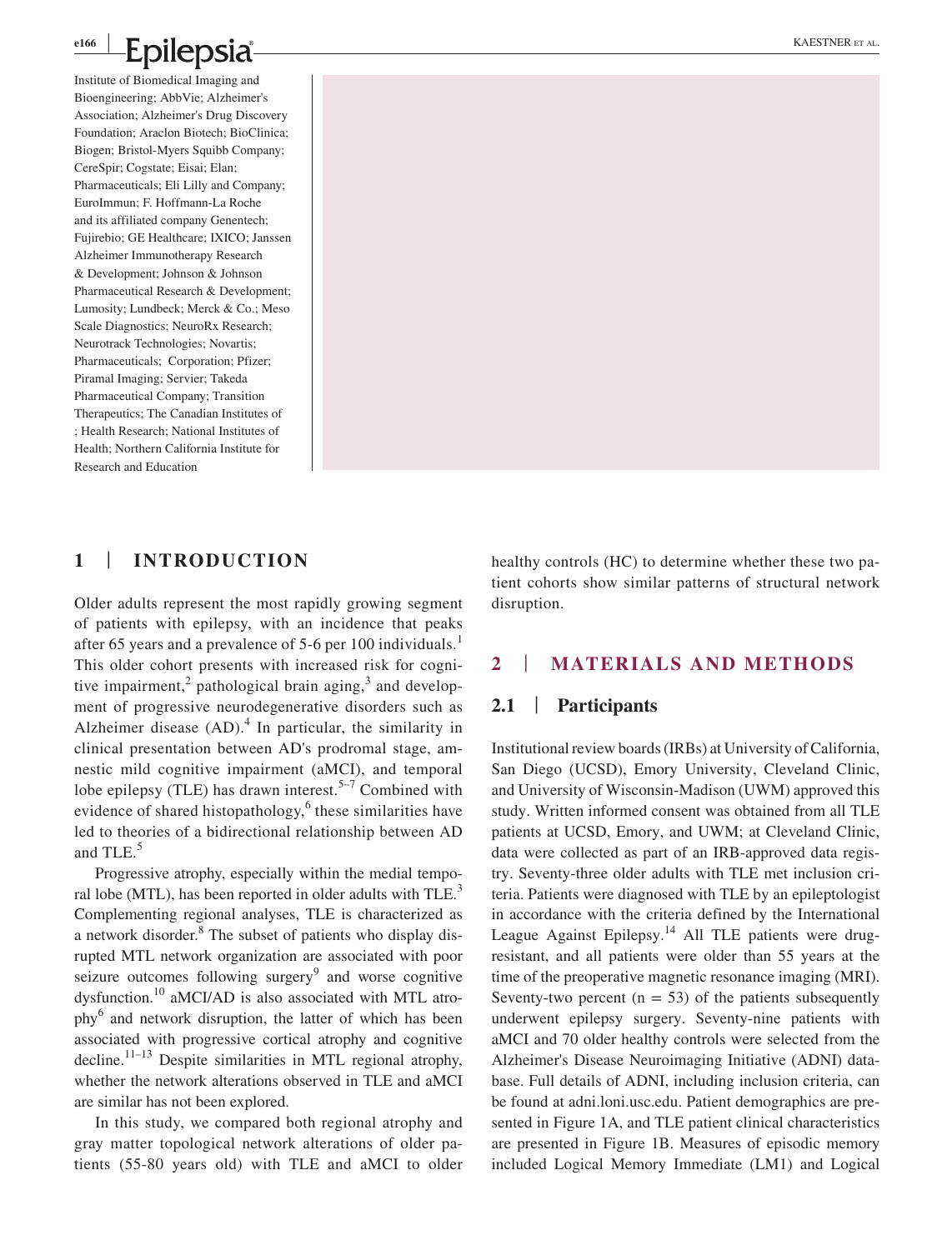Institute of Biomedical Imaging and Bioengineering; AbbVie; Alzheimer's Association; Alzheimer's Drug Discovery Foundation; Araclon Biotech; BioClinica; Biogen; Bristol-Myers Squibb Company; CereSpir; Cogstate; Eisai; Elan; Pharmaceuticals; Eli Lilly and Company; EuroImmun; F. Hoffmann-La Roche and its affiliated company Genentech; Fujirebio; GE Healthcare; IXICO; Janssen Alzheimer Immunotherapy Research & Development; Johnson & Johnson Pharmaceutical Research & Development; Lumosity; Lundbeck; Merck & Co.; Meso Scale Diagnostics; NeuroRx Research; Neurotrack Technologies; Novartis; Pharmaceuticals; Corporation; Pfizer; Piramal Imaging; Servier; Takeda Pharmaceutical Company; Transition Therapeutics; The Canadian Institutes of ; Health Research; National Institutes of Health; Northern California Institute for Research and Education

## 1 | INTRODUCTION

Older adults represent the most rapidly growing segment of patients with epilepsy, with an incidence that peaks after 65 years and a prevalence of 5-6 per 100 individuals.[1] This older cohort presents with increased risk for cognitive impairment,[2] pathological brain aging,[3] and development of progressive neurodegenerative disorders such as Alzheimer disease (AD).[4] In particular, the similarity in clinical presentation between AD's prodromal stage, amnestic mild cognitive impairment (aMCI), and temporal lobe epilepsy (TLE) has drawn interest.[5–7] Combined with evidence of shared histopathology,[6] these similarities have led to theories of a bidirectional relationship between AD and TLE.[5]

Progressive atrophy, especially within the medial temporal lobe (MTL), has been reported in older adults with TLE.[3] Complementing regional analyses, TLE is characterized as a network disorder.[8] The subset of patients who display disrupted MTL network organization are associated with poor seizure outcomes following surgery[9] and worse cognitive dysfunction.[10] aMCI/AD is also associated with MTL atrophy[6] and network disruption, the latter of which has been associated with progressive cortical atrophy and cognitive decline.[11–13] Despite similarities in MTL regional atrophy, whether the network alterations observed in TLE and aMCI are similar has not been explored.

In this study, we compared both regional atrophy and gray matter topological network alterations of older patients (55-80 years old) with TLE and aMCI to older healthy controls (HC) to determine whether these two patient cohorts show similar patterns of structural network disruption.

## 2 | MATERIALS AND METHODS

### 2.1 | Participants

Institutional review boards (IRBs) at University of California, San Diego (UCSD), Emory University, Cleveland Clinic, and University of Wisconsin-Madison (UWM) approved this study. Written informed consent was obtained from all TLE patients at UCSD, Emory, and UWM; at Cleveland Clinic, data were collected as part of an IRB-approved data registry. Seventy-three older adults with TLE met inclusion criteria. Patients were diagnosed with TLE by an epileptologist in accordance with the criteria defined by the International League Against Epilepsy.[14] All TLE patients were drug-resistant, and all patients were older than 55 years at the time of the preoperative magnetic resonance imaging (MRI). Seventy-two percent ($n = 53$) of the patients subsequently underwent epilepsy surgery. Seventy-nine patients with aMCI and 70 older healthy controls were selected from the Alzheimer's Disease Neuroimaging Initiative (ADNI) database. Full details of ADNI, including inclusion criteria, can be found at adni.loni.usc.edu. Patient demographics are presented in Figure 1A, and TLE patient clinical characteristics are presented in Figure 1B. Measures of episodic memory included Logical Memory Immediate (LM1) and Logical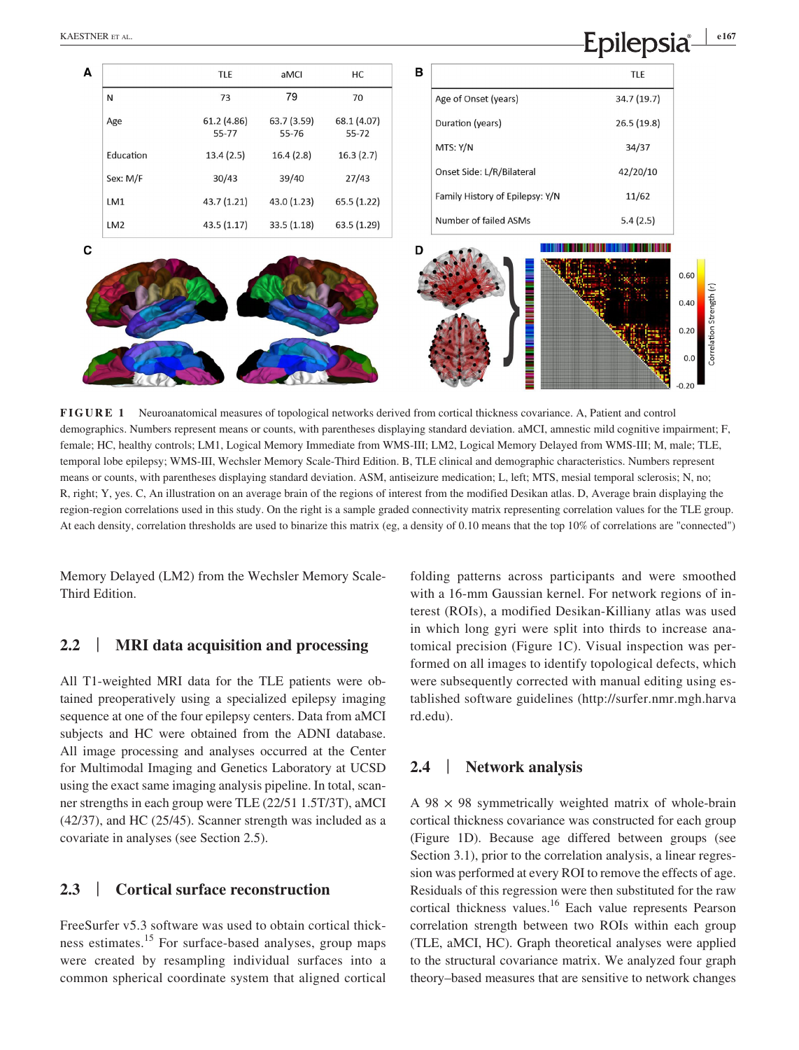| | TLE | aMCI | HC |
|---|---|---|---|
| N | 73 | 79 | 70 |
| Age | 61.2 (4.86) 55-77 | 63.7 (3.59) 55-76 | 68.1 (4.07) 55-72 |
| Education | 13.4 (2.5) | 16.4 (2.8) | 16.3 (2.7) |
| Sex: M/F | 30/43 | 39/40 | 27/43 |
| LM1 | 43.7 (1.21) | 43.0 (1.23) | 65.5 (1.22) |
| LM2 | 43.5 (1.17) | 33.5 (1.18) | 63.5 (1.29) |

| | TLE |
|---|---|
| Age of Onset (years) | 34.7 (19.7) |
| Duration (years) | 26.5 (19.8) |
| MTS: Y/N | 34/37 |
| Onset Side: L/R/Bilateral | 42/20/10 |
| Family History of Epilepsy: Y/N | 11/62 |
| Number of failed ASMs | 5.4 (2.5) |

**FIGURE 1** Neuroanatomical measures of topological networks derived from cortical thickness covariance. A, Patient and control demographics. Numbers represent means or counts, with parentheses displaying standard deviation. aMCI, amnestic mild cognitive impairment; F, female; HC, healthy controls; LM1, Logical Memory Immediate from WMS-III; LM2, Logical Memory Delayed from WMS-III; M, male; TLE, temporal lobe epilepsy; WMS-III, Wechsler Memory Scale-Third Edition. B, TLE clinical and demographic characteristics. Numbers represent means or counts, with parentheses displaying standard deviation. ASM, antiseizure medication; L, left; MTS, mesial temporal sclerosis; N, no; R, right; Y, yes. C, An illustration on an average brain of the regions of interest from the modified Desikan atlas. D, Average brain displaying the region-region correlations used in this study. On the right is a sample graded connectivity matrix representing correlation values for the TLE group. At each density, correlation thresholds are used to binarize this matrix (eg, a density of 0.10 means that the top 10% of correlations are "connected")

Memory Delayed (LM2) from the Wechsler Memory Scale-Third Edition.

## 2.2 | MRI data acquisition and processing

All T1-weighted MRI data for the TLE patients were obtained preoperatively using a specialized epilepsy imaging sequence at one of the four epilepsy centers. Data from aMCI subjects and HC were obtained from the ADNI database. All image processing and analyses occurred at the Center for Multimodal Imaging and Genetics Laboratory at UCSD using the exact same imaging analysis pipeline. In total, scanner strengths in each group were TLE (22/51 1.5T/3T), aMCI (42/37), and HC (25/45). Scanner strength was included as a covariate in analyses (see Section 2.5).

## 2.3 | Cortical surface reconstruction

FreeSurfer v5.3 software was used to obtain cortical thickness estimates.[15] For surface-based analyses, group maps were created by resampling individual surfaces into a common spherical coordinate system that aligned cortical folding patterns across participants and were smoothed with a 16-mm Gaussian kernel. For network regions of interest (ROIs), a modified Desikan-Killiany atlas was used in which long gyri were split into thirds to increase anatomical precision (Figure 1C). Visual inspection was performed on all images to identify topological defects, which were subsequently corrected with manual editing using established software guidelines (http://surfer.nmr.mgh.harvard.edu).

## 2.4 | Network analysis

A 98 × 98 symmetrically weighted matrix of whole-brain cortical thickness covariance was constructed for each group (Figure 1D). Because age differed between groups (see Section 3.1), prior to the correlation analysis, a linear regression was performed at every ROI to remove the effects of age. Residuals of this regression were then substituted for the raw cortical thickness values.[16] Each value represents Pearson correlation strength between two ROIs within each group (TLE, aMCI, HC). Graph theoretical analyses were applied to the structural covariance matrix. We analyzed four graph theory–based measures that are sensitive to network changes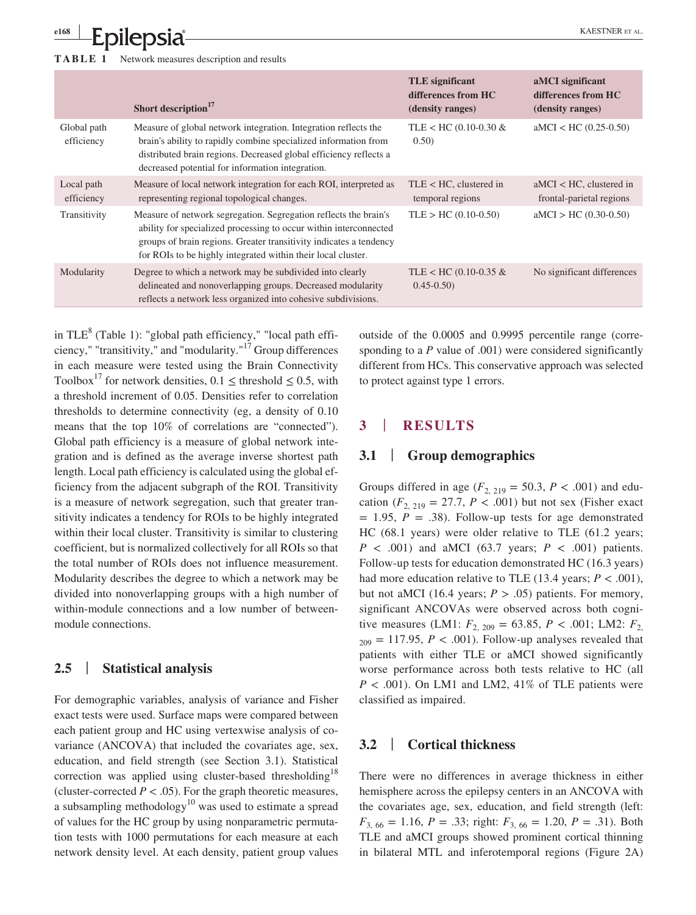**TABLE 1** Network measures description and results

| | Short description[17] | TLE significant differences from HC (density ranges) | aMCI significant differences from HC (density ranges) |
|---|---|---|---|
| Global path efficiency | Measure of global network integration. Integration reflects the brain's ability to rapidly combine specialized information from distributed brain regions. Decreased global efficiency reflects a decreased potential for information integration. | TLE < HC (0.10-0.30 & 0.50) | aMCI < HC (0.25-0.50) |
| Local path efficiency | Measure of local network integration for each ROI, interpreted as representing regional topological changes. | TLE < HC, clustered in temporal regions | aMCI < HC, clustered in frontal-parietal regions |
| Transitivity | Measure of network segregation. Segregation reflects the brain's ability for specialized processing to occur within interconnected groups of brain regions. Greater transitivity indicates a tendency for ROIs to be highly integrated within their local cluster. | TLE > HC (0.10-0.50) | aMCI > HC (0.30-0.50) |
| Modularity | Degree to which a network may be subdivided into clearly delineated and nonoverlapping groups. Decreased modularity reflects a network less organized into cohesive subdivisions. | TLE < HC (0.10-0.35 & 0.45-0.50) | No significant differences |

in TLE[8] (Table 1): "global path efficiency," "local path efficiency," "transitivity," and "modularity."[17] Group differences in each measure were tested using the Brain Connectivity Toolbox[17] for network densities, $0.1 \leq \text{threshold} \leq 0.5$, with a threshold increment of 0.05. Densities refer to correlation thresholds to determine connectivity (eg, a density of 0.10 means that the top 10% of correlations are "connected"). Global path efficiency is a measure of global network integration and is defined as the average inverse shortest path length. Local path efficiency is calculated using the global efficiency from the adjacent subgraph of the ROI. Transitivity is a measure of network segregation, such that greater transitivity indicates a tendency for ROIs to be highly integrated within their local cluster. Transitivity is similar to clustering coefficient, but is normalized collectively for all ROIs so that the total number of ROIs does not influence measurement. Modularity describes the degree to which a network may be divided into nonoverlapping groups with a high number of within-module connections and a low number of between-module connections.

### 2.5 | Statistical analysis

For demographic variables, analysis of variance and Fisher exact tests were used. Surface maps were compared between each patient group and HC using vertexwise analysis of covariance (ANCOVA) that included the covariates age, sex, education, and field strength (see Section 3.1). Statistical correction was applied using cluster-based thresholding[18] (cluster-corrected $P < .05$). For the graph theoretic measures, a subsampling methodology[10] was used to estimate a spread of values for the HC group by using nonparametric permutation tests with 1000 permutations for each measure at each network density level. At each density, patient group values outside of the 0.0005 and 0.9995 percentile range (corresponding to a $P$ value of .001) were considered significantly different from HCs. This conservative approach was selected to protect against type 1 errors.

## 3 | RESULTS

### 3.1 | Group demographics

Groups differed in age ($F_{2,\,219} = 50.3$, $P < .001$) and education ($F_{2,\,219} = 27.7$, $P < .001$) but not sex (Fisher exact = 1.95, $P = .38$). Follow-up tests for age demonstrated HC (68.1 years) were older relative to TLE (61.2 years; $P < .001$) and aMCI (63.7 years; $P < .001$) patients. Follow-up tests for education demonstrated HC (16.3 years) had more education relative to TLE (13.4 years; $P < .001$), but not aMCI (16.4 years; $P > .05$) patients. For memory, significant ANCOVAs were observed across both cognitive measures (LM1: $F_{2,\,209} = 63.85$, $P < .001$; LM2: $F_{2,\,209} = 117.95$, $P < .001$). Follow-up analyses revealed that patients with either TLE or aMCI showed significantly worse performance across both tests relative to HC (all $P < .001$). On LM1 and LM2, 41% of TLE patients were classified as impaired.

### 3.2 | Cortical thickness

There were no differences in average thickness in either hemisphere across the epilepsy centers in an ANCOVA with the covariates age, sex, education, and field strength (left: $F_{3,\,66} = 1.16$, $P = .33$; right: $F_{3,\,66} = 1.20$, $P = .31$). Both TLE and aMCI groups showed prominent cortical thinning in bilateral MTL and inferotemporal regions (Figure 2A)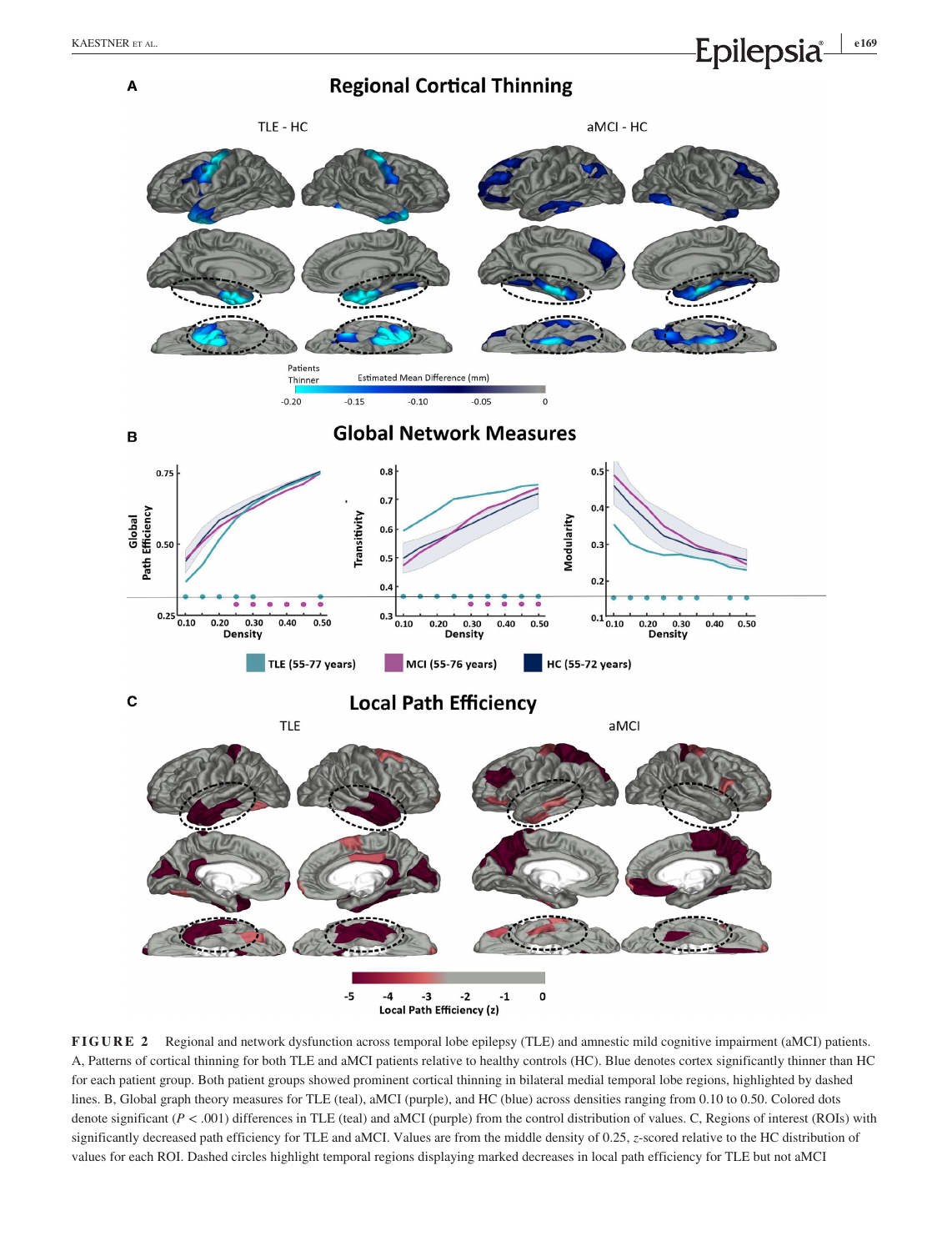**FIGURE 2** Regional and network dysfunction across temporal lobe epilepsy (TLE) and amnestic mild cognitive impairment (aMCI) patients. A, Patterns of cortical thinning for both TLE and aMCI patients relative to healthy controls (HC). Blue denotes cortex significantly thinner than HC for each patient group. Both patient groups showed prominent cortical thinning in bilateral medial temporal lobe regions, highlighted by dashed lines. B, Global graph theory measures for TLE (teal), aMCI (purple), and HC (blue) across densities ranging from 0.10 to 0.50. Colored dots denote significant ($P < .001$) differences in TLE (teal) and aMCI (purple) from the control distribution of values. C, Regions of interest (ROIs) with significantly decreased path efficiency for TLE and aMCI. Values are from the middle density of 0.25, $z$-scored relative to the HC distribution of values for each ROI. Dashed circles highlight temporal regions displaying marked decreases in local path efficiency for TLE but not aMCI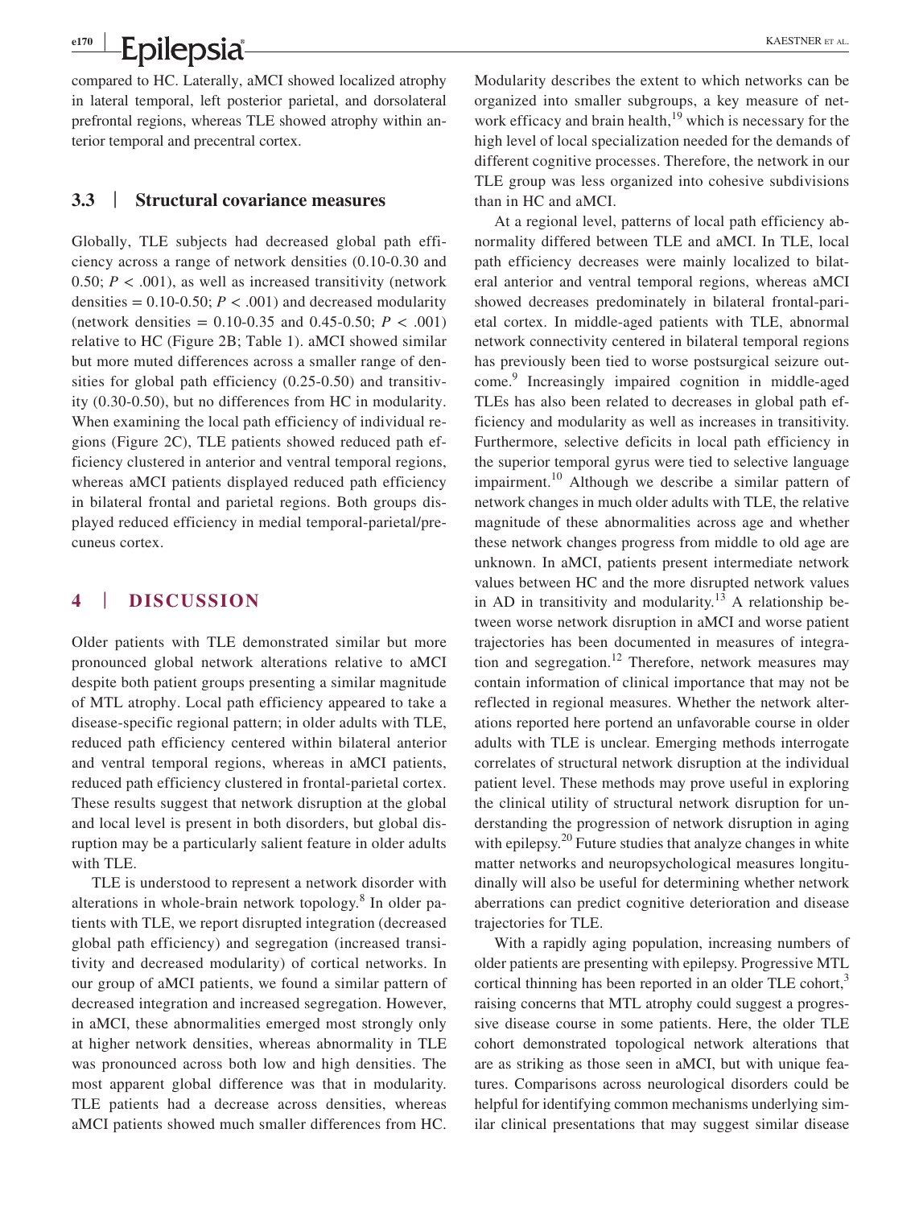compared to HC. Laterally, aMCI showed localized atrophy in lateral temporal, left posterior parietal, and dorsolateral prefrontal regions, whereas TLE showed atrophy within anterior temporal and precentral cortex.

### 3.3 | Structural covariance measures

Globally, TLE subjects had decreased global path efficiency across a range of network densities (0.10-0.30 and 0.50; $P < .001$), as well as increased transitivity (network densities = 0.10-0.50; $P < .001$) and decreased modularity (network densities = 0.10-0.35 and 0.45-0.50; $P < .001$) relative to HC (Figure 2B; Table 1). aMCI showed similar but more muted differences across a smaller range of densities for global path efficiency (0.25-0.50) and transitivity (0.30-0.50), but no differences from HC in modularity. When examining the local path efficiency of individual regions (Figure 2C), TLE patients showed reduced path efficiency clustered in anterior and ventral temporal regions, whereas aMCI patients displayed reduced path efficiency in bilateral frontal and parietal regions. Both groups displayed reduced efficiency in medial temporal-parietal/precuneus cortex.

## 4 | DISCUSSION

Older patients with TLE demonstrated similar but more pronounced global network alterations relative to aMCI despite both patient groups presenting a similar magnitude of MTL atrophy. Local path efficiency appeared to take a disease-specific regional pattern; in older adults with TLE, reduced path efficiency centered within bilateral anterior and ventral temporal regions, whereas in aMCI patients, reduced path efficiency clustered in frontal-parietal cortex. These results suggest that network disruption at the global and local level is present in both disorders, but global disruption may be a particularly salient feature in older adults with TLE.

TLE is understood to represent a network disorder with alterations in whole-brain network topology.[8] In older patients with TLE, we report disrupted integration (decreased global path efficiency) and segregation (increased transitivity and decreased modularity) of cortical networks. In our group of aMCI patients, we found a similar pattern of decreased integration and increased segregation. However, in aMCI, these abnormalities emerged most strongly only at higher network densities, whereas abnormality in TLE was pronounced across both low and high densities. The most apparent global difference was that in modularity. TLE patients had a decrease across densities, whereas aMCI patients showed much smaller differences from HC. Modularity describes the extent to which networks can be organized into smaller subgroups, a key measure of network efficacy and brain health,[19] which is necessary for the high level of local specialization needed for the demands of different cognitive processes. Therefore, the network in our TLE group was less organized into cohesive subdivisions than in HC and aMCI.

At a regional level, patterns of local path efficiency abnormality differed between TLE and aMCI. In TLE, local path efficiency decreases were mainly localized to bilateral anterior and ventral temporal regions, whereas aMCI showed decreases predominately in bilateral frontal-parietal cortex. In middle-aged patients with TLE, abnormal network connectivity centered in bilateral temporal regions has previously been tied to worse postsurgical seizure outcome.[9] Increasingly impaired cognition in middle-aged TLEs has also been related to decreases in global path efficiency and modularity as well as increases in transitivity. Furthermore, selective deficits in local path efficiency in the superior temporal gyrus were tied to selective language impairment.[10] Although we describe a similar pattern of network changes in much older adults with TLE, the relative magnitude of these abnormalities across age and whether these network changes progress from middle to old age are unknown. In aMCI, patients present intermediate network values between HC and the more disrupted network values in AD in transitivity and modularity.[13] A relationship between worse network disruption in aMCI and worse patient trajectories has been documented in measures of integration and segregation.[12] Therefore, network measures may contain information of clinical importance that may not be reflected in regional measures. Whether the network alterations reported here portend an unfavorable course in older adults with TLE is unclear. Emerging methods interrogate correlates of structural network disruption at the individual patient level. These methods may prove useful in exploring the clinical utility of structural network disruption for understanding the progression of network disruption in aging with epilepsy.[20] Future studies that analyze changes in white matter networks and neuropsychological measures longitudinally will also be useful for determining whether network aberrations can predict cognitive deterioration and disease trajectories for TLE.

With a rapidly aging population, increasing numbers of older patients are presenting with epilepsy. Progressive MTL cortical thinning has been reported in an older TLE cohort,[3] raising concerns that MTL atrophy could suggest a progressive disease course in some patients. Here, the older TLE cohort demonstrated topological network alterations that are as striking as those seen in aMCI, but with unique features. Comparisons across neurological disorders could be helpful for identifying common mechanisms underlying similar clinical presentations that may suggest similar disease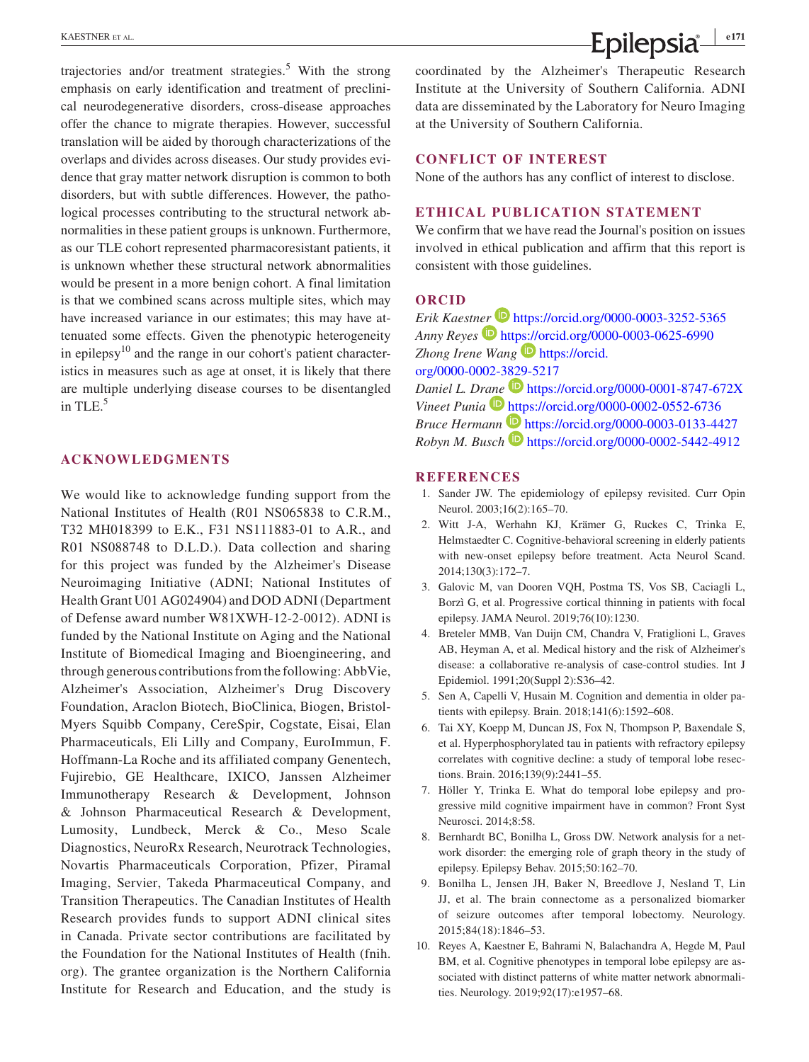trajectories and/or treatment strategies.[5] With the strong emphasis on early identification and treatment of preclinical neurodegenerative disorders, cross-disease approaches offer the chance to migrate therapies. However, successful translation will be aided by thorough characterizations of the overlaps and divides across diseases. Our study provides evidence that gray matter network disruption is common to both disorders, but with subtle differences. However, the pathological processes contributing to the structural network abnormalities in these patient groups is unknown. Furthermore, as our TLE cohort represented pharmacoresistant patients, it is unknown whether these structural network abnormalities would be present in a more benign cohort. A final limitation is that we combined scans across multiple sites, which may have increased variance in our estimates; this may have attenuated some effects. Given the phenotypic heterogeneity in epilepsy[10] and the range in our cohort's patient characteristics in measures such as age at onset, it is likely that there are multiple underlying disease courses to be disentangled in TLE.[5]

## ACKNOWLEDGMENTS

We would like to acknowledge funding support from the National Institutes of Health (R01 NS065838 to C.R.M., T32 MH018399 to E.K., F31 NS111883-01 to A.R., and R01 NS088748 to D.L.D.). Data collection and sharing for this project was funded by the Alzheimer's Disease Neuroimaging Initiative (ADNI; National Institutes of Health Grant U01 AG024904) and DOD ADNI (Department of Defense award number W81XWH-12-2-0012). ADNI is funded by the National Institute on Aging and the National Institute of Biomedical Imaging and Bioengineering, and through generous contributions from the following: AbbVie, Alzheimer's Association, Alzheimer's Drug Discovery Foundation, Araclon Biotech, BioClinica, Biogen, Bristol-Myers Squibb Company, CereSpir, Cogstate, Eisai, Elan Pharmaceuticals, Eli Lilly and Company, EuroImmun, F. Hoffmann-La Roche and its affiliated company Genentech, Fujirebio, GE Healthcare, IXICO, Janssen Alzheimer Immunotherapy Research & Development, Johnson & Johnson Pharmaceutical Research & Development, Lumosity, Lundbeck, Merck & Co., Meso Scale Diagnostics, NeuroRx Research, Neurotrack Technologies, Novartis Pharmaceuticals Corporation, Pfizer, Piramal Imaging, Servier, Takeda Pharmaceutical Company, and Transition Therapeutics. The Canadian Institutes of Health Research provides funds to support ADNI clinical sites in Canada. Private sector contributions are facilitated by the Foundation for the National Institutes of Health (fnih.org). The grantee organization is the Northern California Institute for Research and Education, and the study is coordinated by the Alzheimer's Therapeutic Research Institute at the University of Southern California. ADNI data are disseminated by the Laboratory for Neuro Imaging at the University of Southern California.

## CONFLICT OF INTEREST

None of the authors has any conflict of interest to disclose.

## ETHICAL PUBLICATION STATEMENT

We confirm that we have read the Journal's position on issues involved in ethical publication and affirm that this report is consistent with those guidelines.

## ORCID

*Erik Kaestner* https://orcid.org/0000-0003-3252-5365
*Anny Reyes* https://orcid.org/0000-0003-0625-6990
*Zhong Irene Wang* https://orcid.org/0000-0002-3829-5217
*Daniel L. Drane* https://orcid.org/0000-0001-8747-672X
*Vineet Punia* https://orcid.org/0000-0002-0552-6736
*Bruce Hermann* https://orcid.org/0000-0003-0133-4427
*Robyn M. Busch* https://orcid.org/0000-0002-5442-4912

## REFERENCES

1. Sander JW. The epidemiology of epilepsy revisited. Curr Opin Neurol. 2003;16(2):165–70.
2. Witt J-A, Werhahn KJ, Krämer G, Ruckes C, Trinka E, Helmstaedter C. Cognitive-behavioral screening in elderly patients with new-onset epilepsy before treatment. Acta Neurol Scand. 2014;130(3):172–7.
3. Galovic M, van Dooren VQH, Postma TS, Vos SB, Caciagli L, Borzì G, et al. Progressive cortical thinning in patients with focal epilepsy. JAMA Neurol. 2019;76(10):1230.
4. Breteler MMB, Van Duijn CM, Chandra V, Fratiglioni L, Graves AB, Heyman A, et al. Medical history and the risk of Alzheimer's disease: a collaborative re-analysis of case-control studies. Int J Epidemiol. 1991;20(Suppl 2):S36–42.
5. Sen A, Capelli V, Husain M. Cognition and dementia in older patients with epilepsy. Brain. 2018;141(6):1592–608.
6. Tai XY, Koepp M, Duncan JS, Fox N, Thompson P, Baxendale S, et al. Hyperphosphorylated tau in patients with refractory epilepsy correlates with cognitive decline: a study of temporal lobe resections. Brain. 2016;139(9):2441–55.
7. Höller Y, Trinka E. What do temporal lobe epilepsy and progressive mild cognitive impairment have in common? Front Syst Neurosci. 2014;8:58.
8. Bernhardt BC, Bonilha L, Gross DW. Network analysis for a network disorder: the emerging role of graph theory in the study of epilepsy. Epilepsy Behav. 2015;50:162–70.
9. Bonilha L, Jensen JH, Baker N, Breedlove J, Nesland T, Lin JJ, et al. The brain connectome as a personalized biomarker of seizure outcomes after temporal lobectomy. Neurology. 2015;84(18):1846–53.
10. Reyes A, Kaestner E, Bahrami N, Balachandra A, Hegde M, Paul BM, et al. Cognitive phenotypes in temporal lobe epilepsy are associated with distinct patterns of white matter network abnormalities. Neurology. 2019;92(17):e1957–68.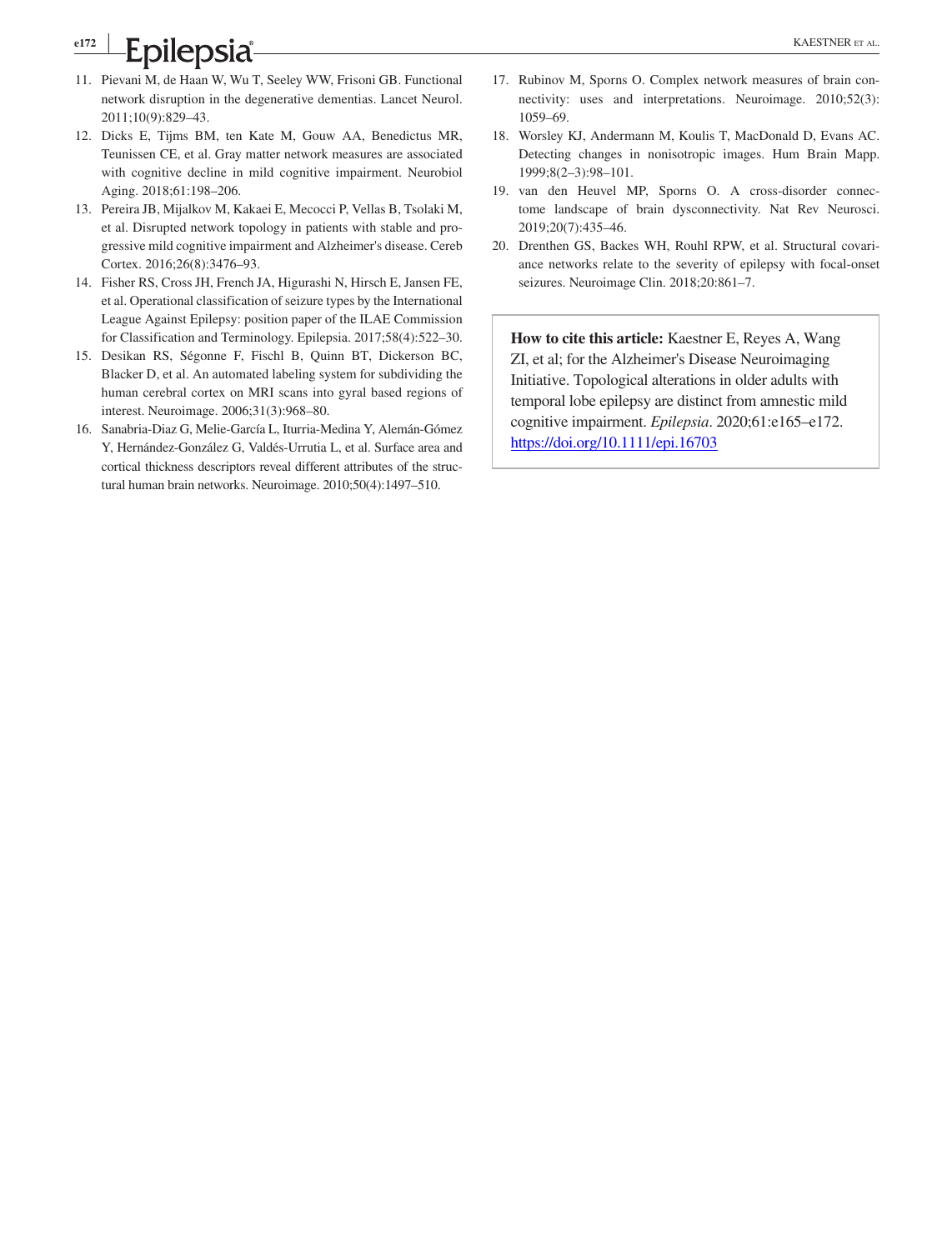11. Pievani M, de Haan W, Wu T, Seeley WW, Frisoni GB. Functional network disruption in the degenerative dementias. Lancet Neurol. 2011;10(9):829–43.
12. Dicks E, Tijms BM, ten Kate M, Gouw AA, Benedictus MR, Teunissen CE, et al. Gray matter network measures are associated with cognitive decline in mild cognitive impairment. Neurobiol Aging. 2018;61:198–206.
13. Pereira JB, Mijalkov M, Kakaei E, Mecocci P, Vellas B, Tsolaki M, et al. Disrupted network topology in patients with stable and progressive mild cognitive impairment and Alzheimer's disease. Cereb Cortex. 2016;26(8):3476–93.
14. Fisher RS, Cross JH, French JA, Higurashi N, Hirsch E, Jansen FE, et al. Operational classification of seizure types by the International League Against Epilepsy: position paper of the ILAE Commission for Classification and Terminology. Epilepsia. 2017;58(4):522–30.
15. Desikan RS, Ségonne F, Fischl B, Quinn BT, Dickerson BC, Blacker D, et al. An automated labeling system for subdividing the human cerebral cortex on MRI scans into gyral based regions of interest. Neuroimage. 2006;31(3):968–80.
16. Sanabria-Diaz G, Melie-García L, Iturria-Medina Y, Alemán-Gómez Y, Hernández-González G, Valdés-Urrutia L, et al. Surface area and cortical thickness descriptors reveal different attributes of the structural human brain networks. Neuroimage. 2010;50(4):1497–510.
17. Rubinov M, Sporns O. Complex network measures of brain connectivity: uses and interpretations. Neuroimage. 2010;52(3):1059–69.
18. Worsley KJ, Andermann M, Koulis T, MacDonald D, Evans AC. Detecting changes in nonisotropic images. Hum Brain Mapp. 1999;8(2–3):98–101.
19. van den Heuvel MP, Sporns O. A cross-disorder connectome landscape of brain dysconnectivity. Nat Rev Neurosci. 2019;20(7):435–46.
20. Drenthen GS, Backes WH, Rouhl RPW, et al. Structural covariance networks relate to the severity of epilepsy with focal-onset seizures. Neuroimage Clin. 2018;20:861–7.

**How to cite this article:** Kaestner E, Reyes A, Wang ZI, et al; for the Alzheimer's Disease Neuroimaging Initiative. Topological alterations in older adults with temporal lobe epilepsy are distinct from amnestic mild cognitive impairment. *Epilepsia*. 2020;61:e165–e172. https://doi.org/10.1111/epi.16703